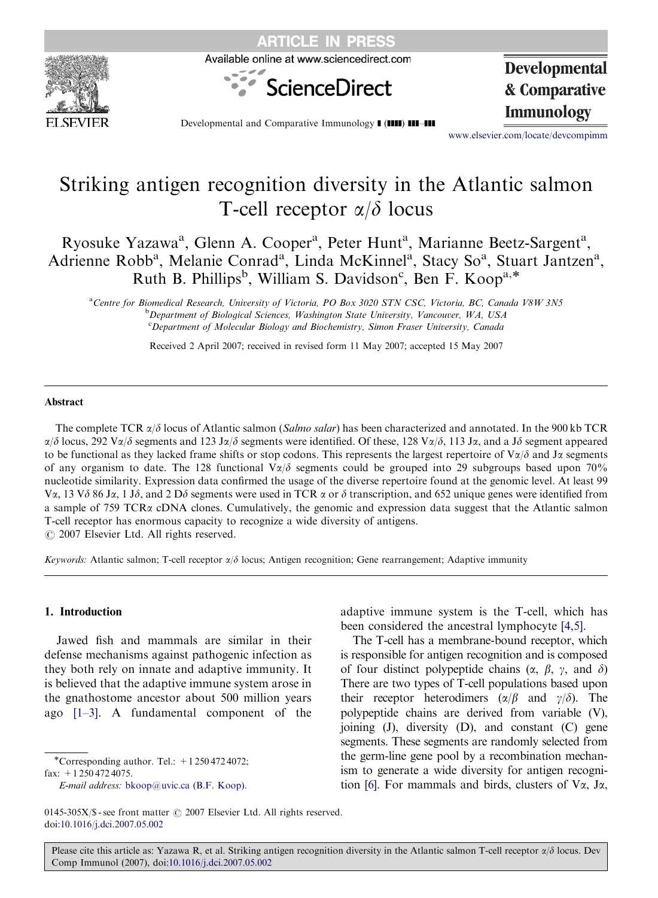# Striking antigen recognition diversity in the Atlantic salmon T-cell receptor $\alpha/\delta$ locus

Ryosuke Yazawa[a], Glenn A. Cooper[a], Peter Hunt[a], Marianne Beetz-Sargent[a], Adrienne Robb[a], Melanie Conrad[a], Linda McKinnel[a], Stacy So[a], Stuart Jantzen[a], Ruth B. Phillips[b], William S. Davidson[c], Ben F. Koop[a,*]

[a]Centre for Biomedical Research, University of Victoria, PO Box 3020 STN CSC, Victoria, BC, Canada V8W 3N5
[b]Department of Biological Sciences, Washington State University, Vancouver, WA, USA
[c]Department of Molecular Biology and Biochemistry, Simon Fraser University, Canada

Received 2 April 2007; received in revised form 11 May 2007; accepted 15 May 2007

## Abstract

The complete TCR $\alpha/\delta$ locus of Atlantic salmon (*Salmo salar*) has been characterized and annotated. In the 900 kb TCR $\alpha/\delta$ locus, 292 V$\alpha/\delta$ segments and 123 J$\alpha/\delta$ segments were identified. Of these, 128 V$\alpha/\delta$, 113 J$\alpha$, and a J$\delta$ segment appeared to be functional as they lacked frame shifts or stop codons. This represents the largest repertoire of V$\alpha/\delta$ and J$\alpha$ segments of any organism to date. The 128 functional V$\alpha/\delta$ segments could be grouped into 29 subgroups based upon 70% nucleotide similarity. Expression data confirmed the usage of the diverse repertoire found at the genomic level. At least 99 V$\alpha$, 13 V$\delta$ 86 J$\alpha$, 1 J$\delta$, and 2 D$\delta$ segments were used in TCR $\alpha$ or $\delta$ transcription, and 652 unique genes were identified from a sample of 759 TCR$\alpha$ cDNA clones. Cumulatively, the genomic and expression data suggest that the Atlantic salmon T-cell receptor has enormous capacity to recognize a wide diversity of antigens.
© 2007 Elsevier Ltd. All rights reserved.

*Keywords:* Atlantic salmon; T-cell receptor $\alpha/\delta$ locus; Antigen recognition; Gene rearrangement; Adaptive immunity

## 1. Introduction

Jawed fish and mammals are similar in their defense mechanisms against pathogenic infection as they both rely on innate and adaptive immunity. It is believed that the adaptive immune system arose in the gnathostome ancestor about 500 million years ago [1–3]. A fundamental component of the adaptive immune system is the T-cell, which has been considered the ancestral lymphocyte [4,5].

The T-cell has a membrane-bound receptor, which is responsible for antigen recognition and is composed of four distinct polypeptide chains ($\alpha$, $\beta$, $\gamma$, and $\delta$) There are two types of T-cell populations based upon their receptor heterodimers ($\alpha/\beta$ and $\gamma/\delta$). The polypeptide chains are derived from variable (V), joining (J), diversity (D), and constant (C) gene segments. These segments are randomly selected from the germ-line gene pool by a recombination mechanism to generate a wide diversity for antigen recognition [6]. For mammals and birds, clusters of V$\alpha$, J$\alpha$,

*Corresponding author. Tel.: +1 250 472 4072; fax: +1 250 472 4075.
E-mail address: bkoop@uvic.ca (B.F. Koop).

0145-305X/$ - see front matter © 2007 Elsevier Ltd. All rights reserved.
doi:10.1016/j.dci.2007.05.002

Please cite this article as: Yazawa R, et al. Striking antigen recognition diversity in the Atlantic salmon T-cell receptor $\alpha/\delta$ locus. Dev Comp Immunol (2007), doi:10.1016/j.dci.2007.05.002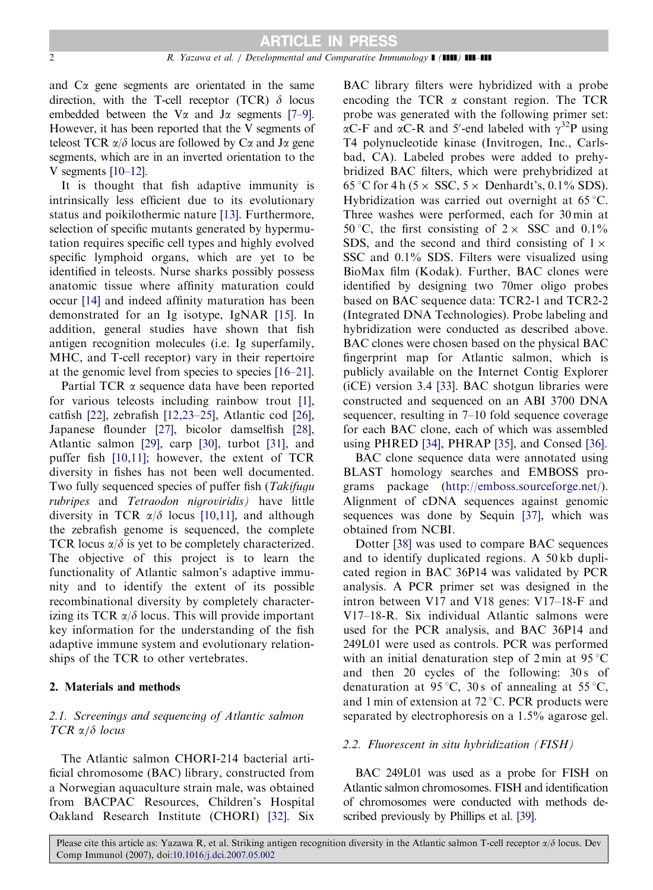and Cα gene segments are orientated in the same direction, with the T-cell receptor (TCR) δ locus embedded between the Vα and Jα segments [7–9]. However, it has been reported that the V segments of teleost TCR α/δ locus are followed by Cα and Jα gene segments, which are in an inverted orientation to the V segments [10–12].

It is thought that fish adaptive immunity is intrinsically less efficient due to its evolutionary status and poikilothermic nature [13]. Furthermore, selection of specific mutants generated by hypermutation requires specific cell types and highly evolved specific lymphoid organs, which are yet to be identified in teleosts. Nurse sharks possibly possess anatomic tissue where affinity maturation could occur [14] and indeed affinity maturation has been demonstrated for an Ig isotype, IgNAR [15]. In addition, general studies have shown that fish antigen recognition molecules (i.e. Ig superfamily, MHC, and T-cell receptor) vary in their repertoire at the genomic level from species to species [16–21].

Partial TCR α sequence data have been reported for various teleosts including rainbow trout [1], catfish [22], zebrafish [12,23–25], Atlantic cod [26], Japanese flounder [27], bicolor damselfish [28], Atlantic salmon [29], carp [30], turbot [31], and puffer fish [10,11]; however, the extent of TCR diversity in fishes has not been well documented. Two fully sequenced species of puffer fish (*Takifugu rubripes* and *Tetraodon nigroviridis)* have little diversity in TCR α/δ locus [10,11], and although the zebrafish genome is sequenced, the complete TCR locus α/δ is yet to be completely characterized. The objective of this project is to learn the functionality of Atlantic salmon's adaptive immunity and to identify the extent of its possible recombinational diversity by completely characterizing its TCR α/δ locus. This will provide important key information for the understanding of the fish adaptive immune system and evolutionary relationships of the TCR to other vertebrates.

## 2. Materials and methods

### 2.1. Screenings and sequencing of Atlantic salmon TCR α/δ locus

The Atlantic salmon CHORI-214 bacterial artificial chromosome (BAC) library, constructed from a Norwegian aquaculture strain male, was obtained from BACPAC Resources, Children's Hospital Oakland Research Institute (CHORI) [32]. Six BAC library filters were hybridized with a probe encoding the TCR α constant region. The TCR probe was generated with the following primer set: αC-F and αC-R and 5′-end labeled with $\gamma^{32}$P using T4 polynucleotide kinase (Invitrogen, Inc., Carlsbad, CA). Labeled probes were added to prehybridized BAC filters, which were prehybridized at 65 °C for 4 h (5 × SSC, 5 × Denhardt's, 0.1% SDS). Hybridization was carried out overnight at 65 °C. Three washes were performed, each for 30 min at 50 °C, the first consisting of 2 × SSC and 0.1% SDS, and the second and third consisting of 1 × SSC and 0.1% SDS. Filters were visualized using BioMax film (Kodak). Further, BAC clones were identified by designing two 70mer oligo probes based on BAC sequence data: TCR2-1 and TCR2-2 (Integrated DNA Technologies). Probe labeling and hybridization were conducted as described above. BAC clones were chosen based on the physical BAC fingerprint map for Atlantic salmon, which is publicly available on the Internet Contig Explorer (iCE) version 3.4 [33]. BAC shotgun libraries were constructed and sequenced on an ABI 3700 DNA sequencer, resulting in 7–10 fold sequence coverage for each BAC clone, each of which was assembled using PHRED [34], PHRAP [35], and Consed [36].

BAC clone sequence data were annotated using BLAST homology searches and EMBOSS programs package (http://emboss.sourceforge.net/). Alignment of cDNA sequences against genomic sequences was done by Sequin [37], which was obtained from NCBI.

Dotter [38] was used to compare BAC sequences and to identify duplicated regions. A 50 kb duplicated region in BAC 36P14 was validated by PCR analysis. A PCR primer set was designed in the intron between V17 and V18 genes: V17–18-F and V17–18-R. Six individual Atlantic salmons were used for the PCR analysis, and BAC 36P14 and 249L01 were used as controls. PCR was performed with an initial denaturation step of 2 min at 95 °C and then 20 cycles of the following: 30 s of denaturation at 95 °C, 30 s of annealing at 55 °C, and 1 min of extension at 72 °C. PCR products were separated by electrophoresis on a 1.5% agarose gel.

### 2.2. Fluorescent in situ hybridization (FISH)

BAC 249L01 was used as a probe for FISH on Atlantic salmon chromosomes. FISH and identification of chromosomes were conducted with methods described previously by Phillips et al. [39].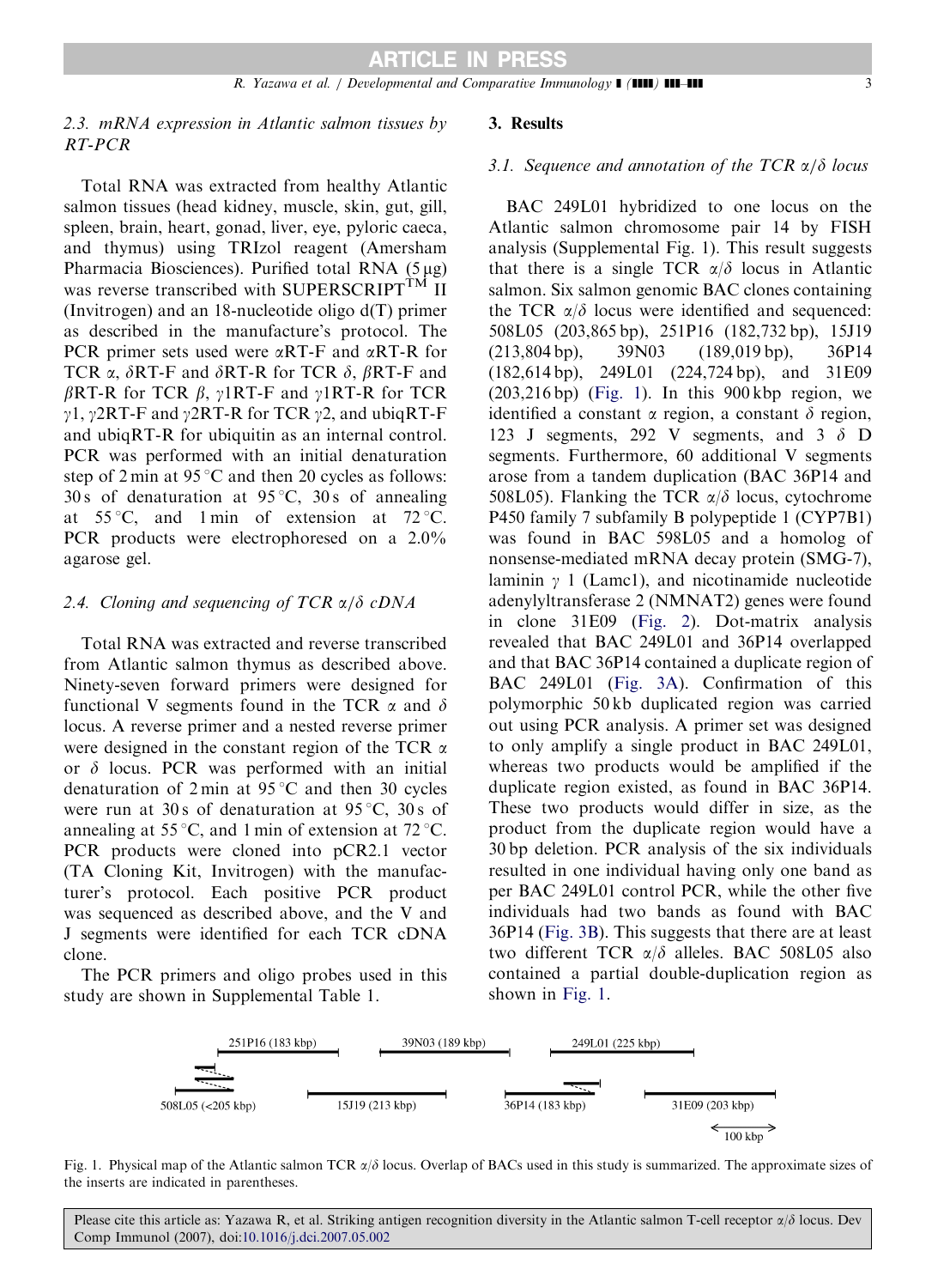### 2.3. mRNA expression in Atlantic salmon tissues by RT-PCR

Total RNA was extracted from healthy Atlantic salmon tissues (head kidney, muscle, skin, gut, gill, spleen, brain, heart, gonad, liver, eye, pyloric caeca, and thymus) using TRIzol reagent (Amersham Pharmacia Biosciences). Purified total RNA (5 μg) was reverse transcribed with SUPERSCRIPT$^{TM}$ II (Invitrogen) and an 18-nucleotide oligo d(T) primer as described in the manufacture's protocol. The PCR primer sets used were αRT-F and αRT-R for TCR α, δRT-F and δRT-R for TCR δ, βRT-F and βRT-R for TCR β, γ1RT-F and γ1RT-R for TCR γ1, γ2RT-F and γ2RT-R for TCR γ2, and ubiqRT-F and ubiqRT-R for ubiquitin as an internal control. PCR was performed with an initial denaturation step of 2 min at 95 °C and then 20 cycles as follows: 30 s of denaturation at 95 °C, 30 s of annealing at 55 °C, and 1 min of extension at 72 °C. PCR products were electrophoresed on a 2.0% agarose gel.

### 2.4. Cloning and sequencing of TCR α/δ cDNA

Total RNA was extracted and reverse transcribed from Atlantic salmon thymus as described above. Ninety-seven forward primers were designed for functional V segments found in the TCR α and δ locus. A reverse primer and a nested reverse primer were designed in the constant region of the TCR α or δ locus. PCR was performed with an initial denaturation of 2 min at 95 °C and then 30 cycles were run at 30 s of denaturation at 95 °C, 30 s of annealing at 55 °C, and 1 min of extension at 72 °C. PCR products were cloned into pCR2.1 vector (TA Cloning Kit, Invitrogen) with the manufacturer's protocol. Each positive PCR product was sequenced as described above, and the V and J segments were identified for each TCR cDNA clone.

The PCR primers and oligo probes used in this study are shown in Supplemental Table 1.

## 3. Results

### 3.1. Sequence and annotation of the TCR α/δ locus

BAC 249L01 hybridized to one locus on the Atlantic salmon chromosome pair 14 by FISH analysis (Supplemental Fig. 1). This result suggests that there is a single TCR α/δ locus in Atlantic salmon. Six salmon genomic BAC clones containing the TCR α/δ locus were identified and sequenced: 508L05 (203,865 bp), 251P16 (182,732 bp), 15J19 (213,804 bp), 39N03 (189,019 bp), 36P14 (182,614 bp), 249L01 (224,724 bp), and 31E09 (203,216 bp) (Fig. 1). In this 900 kbp region, we identified a constant α region, a constant δ region, 123 J segments, 292 V segments, and 3 δ D segments. Furthermore, 60 additional V segments arose from a tandem duplication (BAC 36P14 and 508L05). Flanking the TCR α/δ locus, cytochrome P450 family 7 subfamily B polypeptide 1 (CYP7B1) was found in BAC 598L05 and a homolog of nonsense-mediated mRNA decay protein (SMG-7), laminin γ 1 (Lamc1), and nicotinamide nucleotide adenylyltransferase 2 (NMNAT2) genes were found in clone 31E09 (Fig. 2). Dot-matrix analysis revealed that BAC 249L01 and 36P14 overlapped and that BAC 36P14 contained a duplicate region of BAC 249L01 (Fig. 3A). Confirmation of this polymorphic 50 kb duplicated region was carried out using PCR analysis. A primer set was designed to only amplify a single product in BAC 249L01, whereas two products would be amplified if the duplicate region existed, as found in BAC 36P14. These two products would differ in size, as the product from the duplicate region would have a 30 bp deletion. PCR analysis of the six individuals resulted in one individual having only one band as per BAC 249L01 control PCR, while the other five individuals had two bands as found with BAC 36P14 (Fig. 3B). This suggests that there are at least two different TCR α/δ alleles. BAC 508L05 also contained a partial double-duplication region as shown in Fig. 1.

251P16 (183 kbp) 39N03 (189 kbp) 249L01 (225 kbp)

508L05 (<205 kbp) 15J19 (213 kbp) 36P14 (183 kbp) 31E09 (203 kbp)

100 kbp

Fig. 1. Physical map of the Atlantic salmon TCR α/δ locus. Overlap of BACs used in this study is summarized. The approximate sizes of the inserts are indicated in parentheses.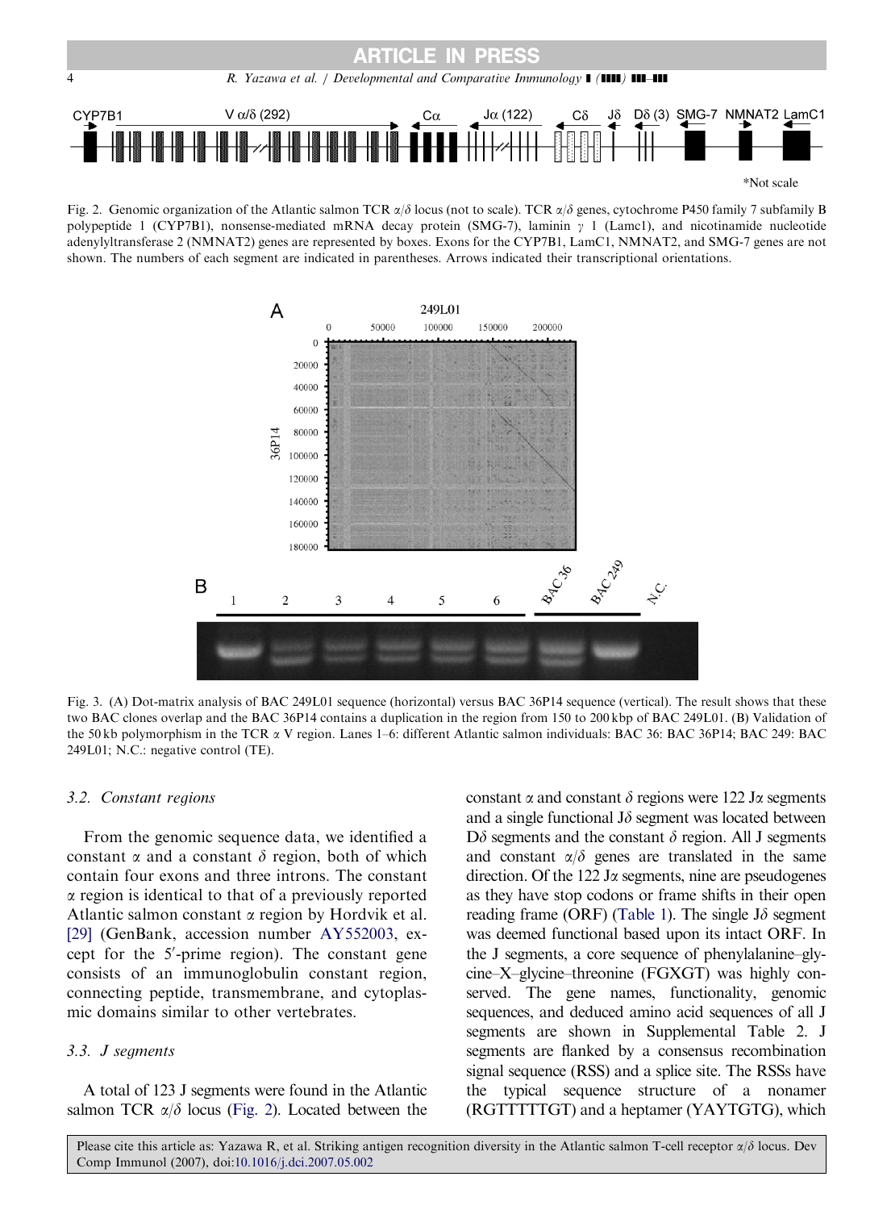Fig. 2. Genomic organization of the Atlantic salmon TCR α/δ locus (not to scale). TCR α/δ genes, cytochrome P450 family 7 subfamily B polypeptide 1 (CYP7B1), nonsense-mediated mRNA decay protein (SMG-7), laminin γ 1 (Lamc1), and nicotinamide nucleotide adenylyltransferase 2 (NMNAT2) genes are represented by boxes. Exons for the CYP7B1, LamC1, NMNAT2, and SMG-7 genes are not shown. The numbers of each segment are indicated in parentheses. Arrows indicated their transcriptional orientations.

Fig. 3. (A) Dot-matrix analysis of BAC 249L01 sequence (horizontal) versus BAC 36P14 sequence (vertical). The result shows that these two BAC clones overlap and the BAC 36P14 contains a duplication in the region from 150 to 200 kbp of BAC 249L01. (B) Validation of the 50 kb polymorphism in the TCR α V region. Lanes 1–6: different Atlantic salmon individuals: BAC 36: BAC 36P14; BAC 249: BAC 249L01; N.C.: negative control (TE).

### 3.2. Constant regions

From the genomic sequence data, we identified a constant α and a constant δ region, both of which contain four exons and three introns. The constant α region is identical to that of a previously reported Atlantic salmon constant α region by Hordvik et al. [29] (GenBank, accession number AY552003, except for the 5′-prime region). The constant gene consists of an immunoglobulin constant region, connecting peptide, transmembrane, and cytoplasmic domains similar to other vertebrates.

### 3.3. J segments

A total of 123 J segments were found in the Atlantic salmon TCR α/δ locus (Fig. 2). Located between the constant α and constant δ regions were 122 Jα segments and a single functional Jδ segment was located between Dδ segments and the constant δ region. All J segments and constant α/δ genes are translated in the same direction. Of the 122 Jα segments, nine are pseudogenes as they have stop codons or frame shifts in their open reading frame (ORF) (Table 1). The single Jδ segment was deemed functional based upon its intact ORF. In the J segments, a core sequence of phenylalanine–glycine–X–glycine–threonine (FGXGT) was highly conserved. The gene names, functionality, genomic sequences, and deduced amino acid sequences of all J segments are shown in Supplemental Table 2. J segments are flanked by a consensus recombination signal sequence (RSS) and a splice site. The RSSs have the typical sequence structure of a nonamer (RGTTTTTGT) and a heptamer (YAYTGTG), which

Please cite this article as: Yazawa R, et al. Striking antigen recognition diversity in the Atlantic salmon T-cell receptor α/δ locus. Dev Comp Immunol (2007), doi:10.1016/j.dci.2007.05.002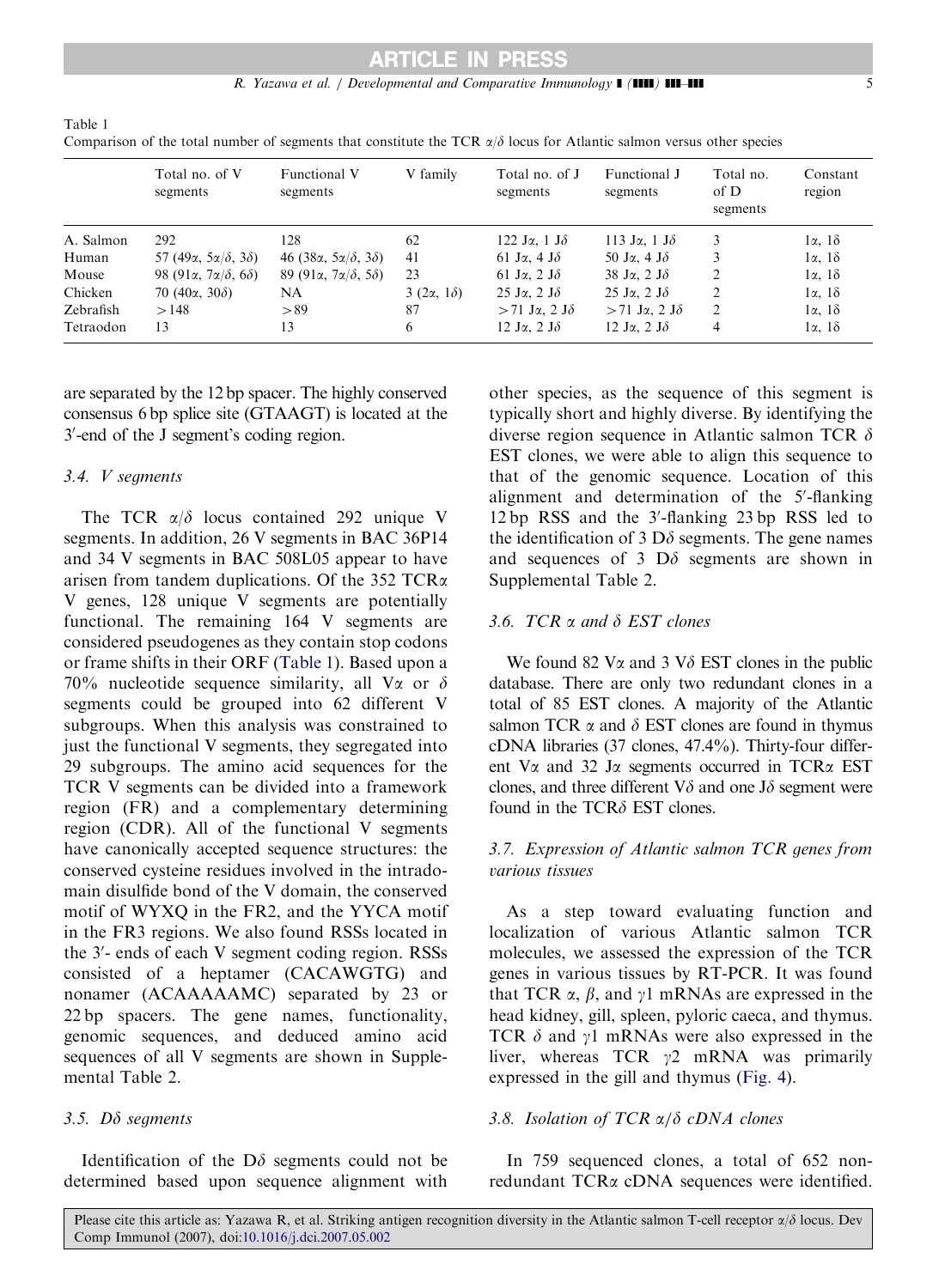Table 1
Comparison of the total number of segments that constitute the TCR $\alpha/\delta$ locus for Atlantic salmon versus other species

| | Total no. of V segments | Functional V segments | V family | Total no. of J segments | Functional J segments | Total no. of D segments | Constant region |
|---|---|---|---|---|---|---|---|
| A. Salmon | 292 | 128 | 62 | 122 J$\alpha$, 1 J$\delta$ | 113 J$\alpha$, 1 J$\delta$ | 3 | 1$\alpha$, 1$\delta$ |
| Human | 57 (49$\alpha$, 5$\alpha/\delta$, 3$\delta$) | 46 (38$\alpha$, 5$\alpha/\delta$, 3$\delta$) | 41 | 61 J$\alpha$, 4 J$\delta$ | 50 J$\alpha$, 4 J$\delta$ | 3 | 1$\alpha$, 1$\delta$ |
| Mouse | 98 (91$\alpha$, 7$\alpha/\delta$, 6$\delta$) | 89 (91$\alpha$, 7$\alpha/\delta$, 5$\delta$) | 23 | 61 J$\alpha$, 2 J$\delta$ | 38 J$\alpha$, 2 J$\delta$ | 2 | 1$\alpha$, 1$\delta$ |
| Chicken | 70 (40$\alpha$, 30$\delta$) | NA | 3 (2$\alpha$, 1$\delta$) | 25 J$\alpha$, 2 J$\delta$ | 25 J$\alpha$, 2 J$\delta$ | 2 | 1$\alpha$, 1$\delta$ |
| Zebrafish | >148 | >89 | 87 | >71 J$\alpha$, 2 J$\delta$ | >71 J$\alpha$, 2 J$\delta$ | 2 | 1$\alpha$, 1$\delta$ |
| Tetraodon | 13 | 13 | 6 | 12 J$\alpha$, 2 J$\delta$ | 12 J$\alpha$, 2 J$\delta$ | 4 | 1$\alpha$, 1$\delta$ |

are separated by the 12 bp spacer. The highly conserved consensus 6 bp splice site (GTAAGT) is located at the 3′-end of the J segment's coding region.

### 3.4. V segments

The TCR $\alpha/\delta$ locus contained 292 unique V segments. In addition, 26 V segments in BAC 36P14 and 34 V segments in BAC 508L05 appear to have arisen from tandem duplications. Of the 352 TCR$\alpha$ V genes, 128 unique V segments are potentially functional. The remaining 164 V segments are considered pseudogenes as they contain stop codons or frame shifts in their ORF (Table 1). Based upon a 70% nucleotide sequence similarity, all V$\alpha$ or $\delta$ segments could be grouped into 62 different V subgroups. When this analysis was constrained to just the functional V segments, they segregated into 29 subgroups. The amino acid sequences for the TCR V segments can be divided into a framework region (FR) and a complementary determining region (CDR). All of the functional V segments have canonically accepted sequence structures: the conserved cysteine residues involved in the intradomain disulfide bond of the V domain, the conserved motif of WYXQ in the FR2, and the YYCA motif in the FR3 regions. We also found RSSs located in the 3′- ends of each V segment coding region. RSSs consisted of a heptamer (CACAWGTG) and nonamer (ACAAAAAMC) separated by 23 or 22 bp spacers. The gene names, functionality, genomic sequences, and deduced amino acid sequences of all V segments are shown in Supplemental Table 2.

### 3.5. D$\delta$ segments

Identification of the D$\delta$ segments could not be determined based upon sequence alignment with other species, as the sequence of this segment is typically short and highly diverse. By identifying the diverse region sequence in Atlantic salmon TCR $\delta$ EST clones, we were able to align this sequence to that of the genomic sequence. Location of this alignment and determination of the 5′-flanking 12 bp RSS and the 3′-flanking 23 bp RSS led to the identification of 3 D$\delta$ segments. The gene names and sequences of 3 D$\delta$ segments are shown in Supplemental Table 2.

### 3.6. TCR $\alpha$ and $\delta$ EST clones

We found 82 V$\alpha$ and 3 V$\delta$ EST clones in the public database. There are only two redundant clones in a total of 85 EST clones. A majority of the Atlantic salmon TCR $\alpha$ and $\delta$ EST clones are found in thymus cDNA libraries (37 clones, 47.4%). Thirty-four different V$\alpha$ and 32 J$\alpha$ segments occurred in TCR$\alpha$ EST clones, and three different V$\delta$ and one J$\delta$ segment were found in the TCR$\delta$ EST clones.

### 3.7. Expression of Atlantic salmon TCR genes from various tissues

As a step toward evaluating function and localization of various Atlantic salmon TCR molecules, we assessed the expression of the TCR genes in various tissues by RT-PCR. It was found that TCR $\alpha$, $\beta$, and $\gamma$1 mRNAs are expressed in the head kidney, gill, spleen, pyloric caeca, and thymus. TCR $\delta$ and $\gamma$1 mRNAs were also expressed in the liver, whereas TCR $\gamma$2 mRNA was primarily expressed in the gill and thymus (Fig. 4).

### 3.8. Isolation of TCR $\alpha/\delta$ cDNA clones

In 759 sequenced clones, a total of 652 non-redundant TCR$\alpha$ cDNA sequences were identified.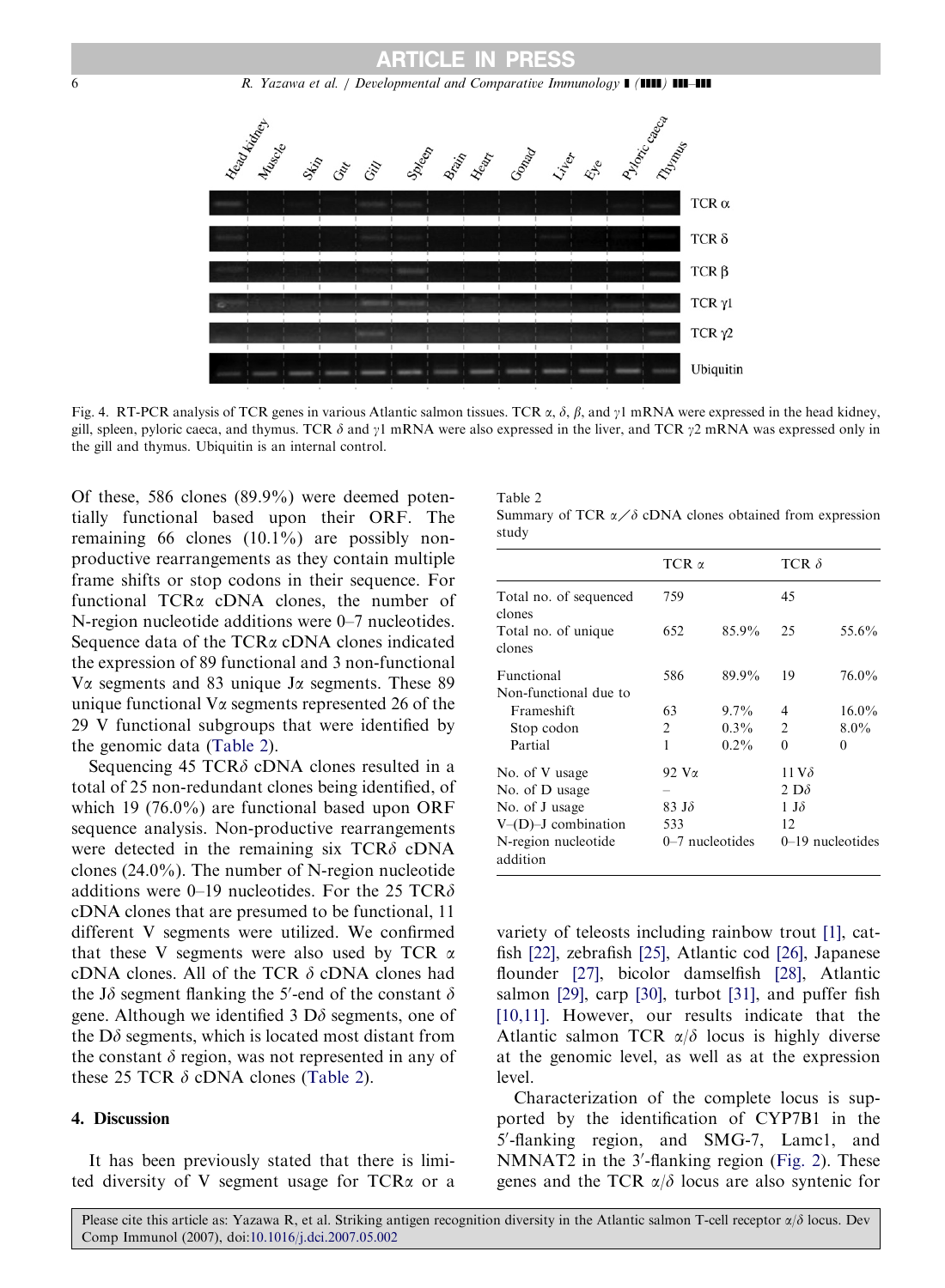Fig. 4. RT-PCR analysis of TCR genes in various Atlantic salmon tissues. TCR α, δ, β, and γ1 mRNA were expressed in the head kidney, gill, spleen, pyloric caeca, and thymus. TCR δ and γ1 mRNA were also expressed in the liver, and TCR γ2 mRNA was expressed only in the gill and thymus. Ubiquitin is an internal control.

Of these, 586 clones (89.9%) were deemed potentially functional based upon their ORF. The remaining 66 clones (10.1%) are possibly non-productive rearrangements as they contain multiple frame shifts or stop codons in their sequence. For functional TCRα cDNA clones, the number of N-region nucleotide additions were 0–7 nucleotides. Sequence data of the TCRα cDNA clones indicated the expression of 89 functional and 3 non-functional Vα segments and 83 unique Jα segments. These 89 unique functional Vα segments represented 26 of the 29 V functional subgroups that were identified by the genomic data (Table 2).

Sequencing 45 TCRδ cDNA clones resulted in a total of 25 non-redundant clones being identified, of which 19 (76.0%) are functional based upon ORF sequence analysis. Non-productive rearrangements were detected in the remaining six TCRδ cDNA clones (24.0%). The number of N-region nucleotide additions were 0–19 nucleotides. For the 25 TCRδ cDNA clones that are presumed to be functional, 11 different V segments were utilized. We confirmed that these V segments were also used by TCR α cDNA clones. All of the TCR δ cDNA clones had the Jδ segment flanking the 5′-end of the constant δ gene. Although we identified 3 Dδ segments, one of the Dδ segments, which is located most distant from the constant δ region, was not represented in any of these 25 TCR δ cDNA clones (Table 2).

Table 2
Summary of TCR α/δ cDNA clones obtained from expression study

| | TCR α | | TCR δ | |
|---|---|---|---|---|
| Total no. of sequenced clones | 759 | | 45 | |
| Total no. of unique clones | 652 | 85.9% | 25 | 55.6% |
| Functional | 586 | 89.9% | 19 | 76.0% |
| Non-functional due to | | | | |
| Frameshift | 63 | 9.7% | 4 | 16.0% |
| Stop codon | 2 | 0.3% | 2 | 8.0% |
| Partial | 1 | 0.2% | 0 | 0 |
| No. of V usage | 92 Vα | | 11 Vδ | |
| No. of D usage | – | | 2 Dδ | |
| No. of J usage | 83 Jδ | | 1 Jδ | |
| V–(D)–J combination | 533 | | 12 | |
| N-region nucleotide addition | 0–7 nucleotides | | 0–19 nucleotides | |

## 4. Discussion

It has been previously stated that there is limited diversity of V segment usage for TCRα or a variety of teleosts including rainbow trout [1], catfish [22], zebrafish [25], Atlantic cod [26], Japanese flounder [27], bicolor damselfish [28], Atlantic salmon [29], carp [30], turbot [31], and puffer fish [10,11]. However, our results indicate that the Atlantic salmon TCR α/δ locus is highly diverse at the genomic level, as well as at the expression level.

Characterization of the complete locus is supported by the identification of CYP7B1 in the 5′-flanking region, and SMG-7, Lamc1, and NMNAT2 in the 3′-flanking region (Fig. 2). These genes and the TCR α/δ locus are also syntenic for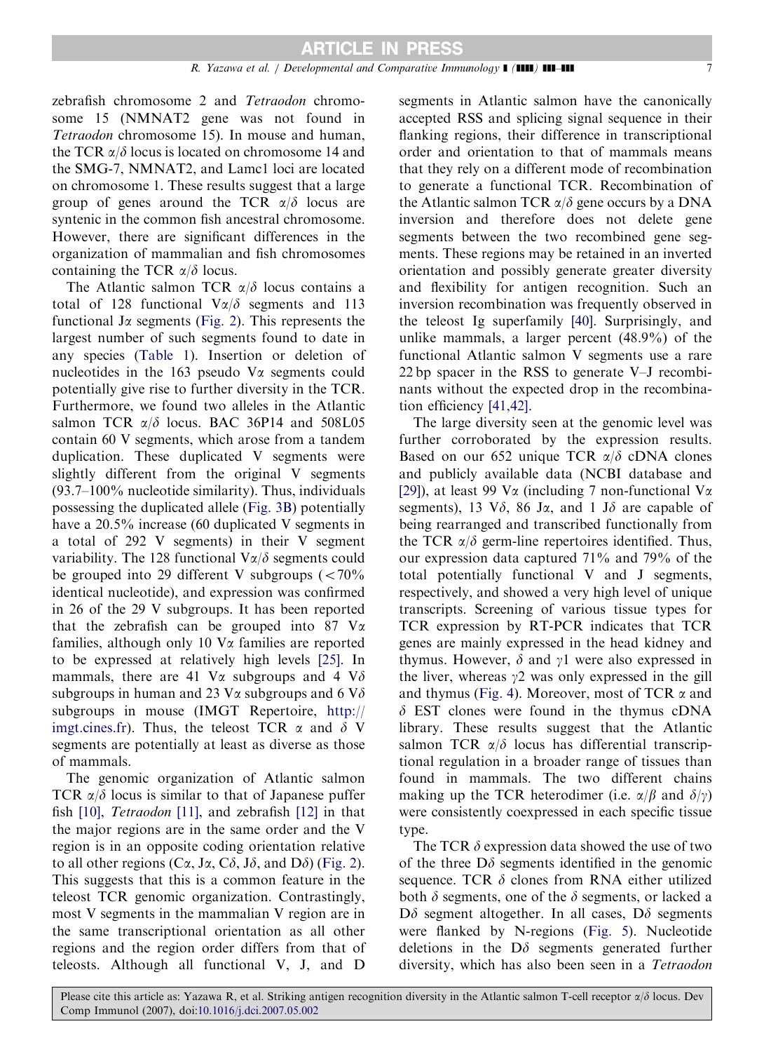zebrafish chromosome 2 and *Tetraodon* chromosome 15 (NMNAT2 gene was not found in *Tetraodon* chromosome 15). In mouse and human, the TCR $\alpha/\delta$ locus is located on chromosome 14 and the SMG-7, NMNAT2, and Lamc1 loci are located on chromosome 1. These results suggest that a large group of genes around the TCR $\alpha/\delta$ locus are syntenic in the common fish ancestral chromosome. However, there are significant differences in the organization of mammalian and fish chromosomes containing the TCR $\alpha/\delta$ locus.

The Atlantic salmon TCR $\alpha/\delta$ locus contains a total of 128 functional V$\alpha/\delta$ segments and 113 functional J$\alpha$ segments (Fig. 2). This represents the largest number of such segments found to date in any species (Table 1). Insertion or deletion of nucleotides in the 163 pseudo V$\alpha$ segments could potentially give rise to further diversity in the TCR. Furthermore, we found two alleles in the Atlantic salmon TCR $\alpha/\delta$ locus. BAC 36P14 and 508L05 contain 60 V segments, which arose from a tandem duplication. These duplicated V segments were slightly different from the original V segments (93.7–100% nucleotide similarity). Thus, individuals possessing the duplicated allele (Fig. 3B) potentially have a 20.5% increase (60 duplicated V segments in a total of 292 V segments) in their V segment variability. The 128 functional V$\alpha/\delta$ segments could be grouped into 29 different V subgroups (<70% identical nucleotide), and expression was confirmed in 26 of the 29 V subgroups. It has been reported that the zebrafish can be grouped into 87 V$\alpha$ families, although only 10 V$\alpha$ families are reported to be expressed at relatively high levels [25]. In mammals, there are 41 V$\alpha$ subgroups and 4 V$\delta$ subgroups in human and 23 V$\alpha$ subgroups and 6 V$\delta$ subgroups in mouse (IMGT Repertoire, http://imgt.cines.fr). Thus, the teleost TCR $\alpha$ and $\delta$ V segments are potentially at least as diverse as those of mammals.

The genomic organization of Atlantic salmon TCR $\alpha/\delta$ locus is similar to that of Japanese puffer fish [10], *Tetraodon* [11], and zebrafish [12] in that the major regions are in the same order and the V region is in an opposite coding orientation relative to all other regions (C$\alpha$, J$\alpha$, C$\delta$, J$\delta$, and D$\delta$) (Fig. 2). This suggests that this is a common feature in the teleost TCR genomic organization. Contrastingly, most V segments in the mammalian V region are in the same transcriptional orientation as all other regions and the region order differs from that of teleosts. Although all functional V, J, and D segments in Atlantic salmon have the canonically accepted RSS and splicing signal sequence in their flanking regions, their difference in transcriptional order and orientation to that of mammals means that they rely on a different mode of recombination to generate a functional TCR. Recombination of the Atlantic salmon TCR $\alpha/\delta$ gene occurs by a DNA inversion and therefore does not delete gene segments between the two recombined gene segments. These regions may be retained in an inverted orientation and possibly generate greater diversity and flexibility for antigen recognition. Such an inversion recombination was frequently observed in the teleost Ig superfamily [40]. Surprisingly, and unlike mammals, a larger percent (48.9%) of the functional Atlantic salmon V segments use a rare 22 bp spacer in the RSS to generate V–J recombinants without the expected drop in the recombination efficiency [41,42].

The large diversity seen at the genomic level was further corroborated by the expression results. Based on our 652 unique TCR $\alpha/\delta$ cDNA clones and publicly available data (NCBI database and [29]), at least 99 V$\alpha$ (including 7 non-functional V$\alpha$ segments), 13 V$\delta$, 86 J$\alpha$, and 1 J$\delta$ are capable of being rearranged and transcribed functionally from the TCR $\alpha/\delta$ germ-line repertoires identified. Thus, our expression data captured 71% and 79% of the total potentially functional V and J segments, respectively, and showed a very high level of unique transcripts. Screening of various tissue types for TCR expression by RT-PCR indicates that TCR genes are mainly expressed in the head kidney and thymus. However, $\delta$ and $\gamma$1 were also expressed in the liver, whereas $\gamma$2 was only expressed in the gill and thymus (Fig. 4). Moreover, most of TCR $\alpha$ and $\delta$ EST clones were found in the thymus cDNA library. These results suggest that the Atlantic salmon TCR $\alpha/\delta$ locus has differential transcriptional regulation in a broader range of tissues than found in mammals. The two different chains making up the TCR heterodimer (i.e. $\alpha/\beta$ and $\delta/\gamma$) were consistently coexpressed in each specific tissue type.

The TCR $\delta$ expression data showed the use of two of the three D$\delta$ segments identified in the genomic sequence. TCR $\delta$ clones from RNA either utilized both $\delta$ segments, one of the $\delta$ segments, or lacked a D$\delta$ segment altogether. In all cases, D$\delta$ segments were flanked by N-regions (Fig. 5). Nucleotide deletions in the D$\delta$ segments generated further diversity, which has also been seen in a *Tetraodon*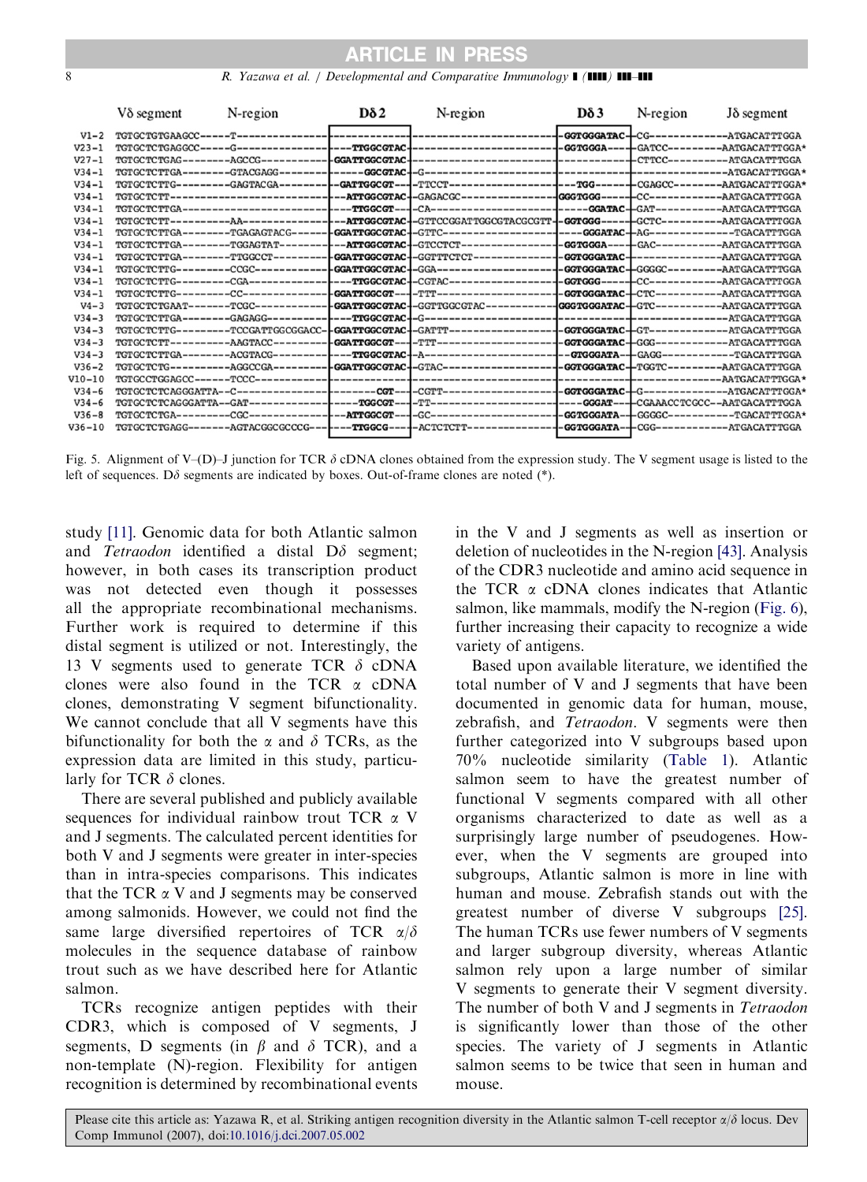| | Vδ segment | N-region | Dδ2 | N-region | Dδ3 | N-region | Jδ segment |
|---|---|---|---|---|---|---|---|
| V1-2 | TGTGCTGTGAAGCC | -----T-------------- | ------------ | ---------------------- | -GGTGGGATAC- | CG------------ | -ATGACATTTGGA |
| V23-1 | TGTGCTCTGAGGCC | -----G-------------- | ----TTGGCGTAC- | ---------------------- | -GGTGGGA---- | GATCC--------- | AATGACATTTGGA* |
| V27-1 | TGTGCTCTGAG | --------AGCCG------- | -GGATTGGCGTAC- | ---------------------- | ------------ | CTTCC--------- | -TGACATTTGGA |
| V34-1 | TGTGCTCTTGA | --------GTACGAGG---- | ------GGCGTAC- | G--------------------- | ------------ | -------------- | -ATGACATTTGGA* |
| V34-1 | TGTGCTCTTG | ---------GAGTACGA--- | -GATTGGCGT--- | TTCCT----------------- | ---TGG------ | CGAGCC-------- | AATGACATTTGGA* |
| V34-1 | TGTGCTCTT | -------------------- | --ATTGGCGTAC- | GAGACGC--------------- | GGGTGGG----- | CC------------ | AATGACATTTGGA |
| V34-1 | TGTGCTCTTGA | -------------------- | ----TTGGCGT--- | CA-------------------- | ------GGATAC- | GAT----------- | AATGACATTTGGA |
| V34-1 | TGTGCTCTT | ----------AA-------- | --ATTGGCGTAC- | GTTCCGGATTGGCGTACGCGTT- | GGTGGG------ | GCTC---------- | AATGACATTTGGA |
| V34-1 | TGTGCTCTTGA | --------TGAGAGTACG-- | -GGATTGGCGTAC- | GTTC------------------ | -----GGGATAC- | AG------------ | -TGACATTTGGA |
| V34-1 | TGTGCTCTTGA | --------TGGAGTAT---- | --ATTGGCGTAC- | GTCCTCT--------------- | GGTGGGA----- | GAC----------- | AATGACATTTGGA |
| V34-1 | TGTGCTCTTGA | --------TTGGCCT----- | -GGATTGGCGTAC- | GGTTTCTCT------------- | GGTGGGATAC- | -------------- | AATGACATTTGGA |
| V34-1 | TGTGCTCTTG | ---------CCGC------- | -GGATTGGCGTAC- | GGA------------------- | GGTGGGATAC- | GGGGC--------- | AATGACATTTGGA |
| V34-1 | TGTGCTCTTG | ---------CGA-------- | ----TTGGCGTAC- | CGTAC----------------- | GGTGGG------ | CC------------ | AATGACATTTGGA |
| V34-1 | TGTGCTCTTG | ---------CC--------- | -GGATTGGCGT--- | TTT------------------- | GGTGGGATAC- | CTC----------- | AATGACATTTGGA |
| V4-3 | TGTGCTCTGAAT | -------TCGC--------- | -GGATTGGCGTAC- | GGTTGGCGTAC----------- | GGGTGGGATAC- | GTC----------- | AATGACATTTGGA |
| V34-3 | TGTGCTCTTGA | --------GAGAGG------ | ----TTGGCGTAC- | G--------------------- | ------------ | -------------- | -ATGACATTTGGA |
| V34-3 | TGTGCTCTTG | ---------TCCGATTGGCGGACC- | -GGATTGGCGTAC- | GATTT----------------- | GGTGGGATAC- | GT------------ | -ATGACATTTGGA |
| V34-3 | TGTGCTCTT | ----------AAGTACC--- | -GGATTGGCGT--- | TTT------------------- | GGTGGGATAC- | GGG----------- | -ATGACATTTGGA |
| V34-3 | TGTGCTCTTGA | --------ACGTACG----- | ----TTGGCGTAC- | A--------------------- | --GTGGGATA-- | GAGG---------- | -TGACATTTGGA |
| V36-2 | TGTGCTCTG | ----------AGGCCGA--- | -GGATTGGCGTAC- | GTAC------------------ | GGTGGGATAC- | TGGTC--------- | AATGACATTTGGA |
| V10-10 | TGTGCCTGGAGCC | ------TCCC---------- | ------------ | ---------------------- | ------------ | -------------- | AATGACATTTGGA* |
| V34-6 | TGTGCTCTCAGGGATTA | --C------------ | ---------CGT--- | CGTT------------------ | GGTGGGATAC- | G------------- | -ATGACATTTGGA* |
| V34-6 | TGTGCTCTCAGGGATTA | --GAT---------- | ------TGGCGT--- | TT-------------------- | -----GGGAT--- | CGAAACCTCGCC-- | AATGACATTTGGA |
| V36-8 | TGTGCTCTGA | ---------CGC-------- | --ATTGGCGT--- | GC-------------------- | GGTGGGATA-- | GGGGC--------- | -TGACATTTGGA* |
| V36-10 | TGTGCTCTGAGG | -------AGTACGGCGCCCG-- | ----TTGGCG---- | ACTCTCTT-------------- | GGTGGGATA-- | CGG----------- | -ATGACATTTGGA |

Fig. 5. Alignment of V–(D)–J junction for TCR $\delta$ cDNA clones obtained from the expression study. The V segment usage is listed to the left of sequences. D$\delta$ segments are indicated by boxes. Out-of-frame clones are noted (*).

study [11]. Genomic data for both Atlantic salmon and *Tetraodon* identified a distal D$\delta$ segment; however, in both cases its transcription product was not detected even though it possesses all the appropriate recombinational mechanisms. Further work is required to determine if this distal segment is utilized or not. Interestingly, the 13 V segments used to generate TCR $\delta$ cDNA clones were also found in the TCR $\alpha$ cDNA clones, demonstrating V segment bifunctionality. We cannot conclude that all V segments have this bifunctionality for both the $\alpha$ and $\delta$ TCRs, as the expression data are limited in this study, particularly for TCR $\delta$ clones.

There are several published and publicly available sequences for individual rainbow trout TCR $\alpha$ V and J segments. The calculated percent identities for both V and J segments were greater in inter-species than in intra-species comparisons. This indicates that the TCR $\alpha$ V and J segments may be conserved among salmonids. However, we could not find the same large diversified repertoires of TCR $\alpha/\delta$ molecules in the sequence database of rainbow trout such as we have described here for Atlantic salmon.

TCRs recognize antigen peptides with their CDR3, which is composed of V segments, J segments, D segments (in $\beta$ and $\delta$ TCR), and a non-template (N)-region. Flexibility for antigen recognition is determined by recombinational events in the V and J segments as well as insertion or deletion of nucleotides in the N-region [43]. Analysis of the CDR3 nucleotide and amino acid sequence in the TCR $\alpha$ cDNA clones indicates that Atlantic salmon, like mammals, modify the N-region (Fig. 6), further increasing their capacity to recognize a wide variety of antigens.

Based upon available literature, we identified the total number of V and J segments that have been documented in genomic data for human, mouse, zebrafish, and *Tetraodon*. V segments were then further categorized into V subgroups based upon 70% nucleotide similarity (Table 1). Atlantic salmon seem to have the greatest number of functional V segments compared with all other organisms characterized to date as well as a surprisingly large number of pseudogenes. However, when the V segments are grouped into subgroups, Atlantic salmon is more in line with human and mouse. Zebrafish stands out with the greatest number of diverse V subgroups [25]. The human TCRs use fewer numbers of V segments and larger subgroup diversity, whereas Atlantic salmon rely upon a large number of similar V segments to generate their V segment diversity. The number of both V and J segments in *Tetraodon* is significantly lower than those of the other species. The variety of J segments in Atlantic salmon seems to be twice that seen in human and mouse.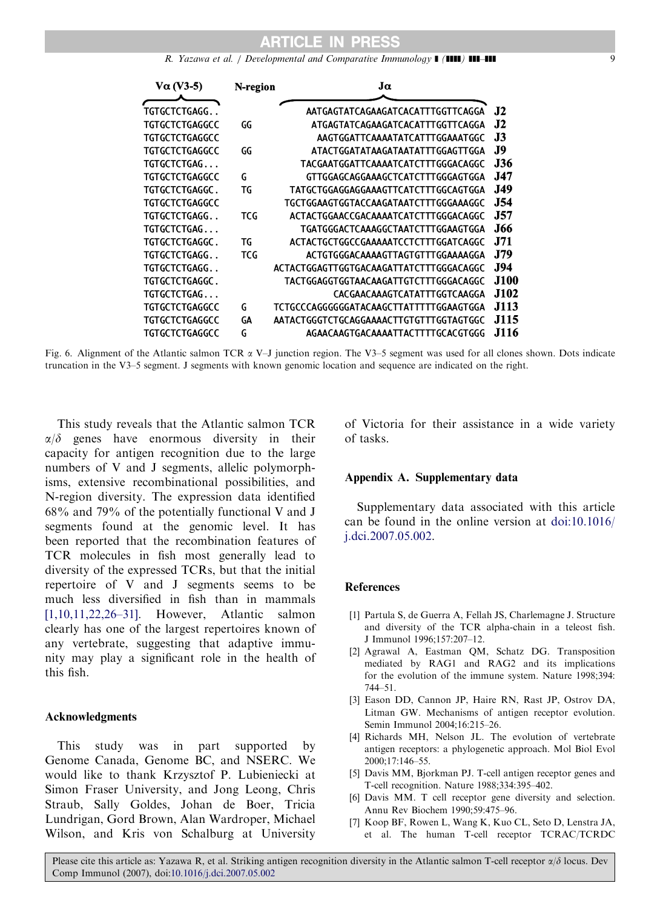| Vα (V3-5) | N-region | Jα | |
|---|---|---|---|
| TGTGCTCTGAGG.. | | AATGAGTATCAGAAGATCACATTTGGTTCAGGA | J2 |
| TGTGCTCTGAGGCC | GG | ATGAGTATCAGAAGATCACATTTGGTTCAGGA | J2 |
| TGTGCTCTGAGGCC | | AAGTGGATTCAAAATATCATTTGGAAATGGC | J3 |
| TGTGCTCTGAGGCC | GG | ATACTGGATATAAGATAATATTTGGAGTTGGA | J9 |
| TGTGCTCTGAG... | | TACGAATGGATTCAAAATCATCTTTGGGACAGGC | J36 |
| TGTGCTCTGAGGCC | G | GTTGGAGCAGGAAAGCTCATCTTTGGGAGTGGA | J47 |
| TGTGCTCTGAGGC. | TG | TATGCTGGAGGAGGAAAGTTCATCTTTGGCAGTGGA | J49 |
| TGTGCTCTGAGGCC | | TGCTGGAAGTGGTACCAAGATAATCTTTGGGAAAGGC | J54 |
| TGTGCTCTGAGG.. | TCG | ACTACTGGAACCGACAAAATCATCTTTGGGACAGGC | J57 |
| TGTGCTCTGAG... | | TGATGGGACTCAAAGGCTAATCTTTGGAAGTGGA | J66 |
| TGTGCTCTGAGGC. | TG | ACTACTGCTGGCCGAAAAATCCTCTTTGGATCAGGC | J71 |
| TGTGCTCTGAGG.. | TCG | ACTGTGGGACAAAAGTTAGTGTTTGGAAAAGGA | J79 |
| TGTGCTCTGAGG.. | | ACTACTGGAGTTGGTGACAAGATTATCTTTGGGACAGGC | J94 |
| TGTGCTCTGAGGC. | | TACTGGAGGTGGTAACAAGATTGTCTTTGGGACAGGC | J100 |
| TGTGCTCTGAG... | | CACGAACAAAGTCATATTTGGTCAAGGA | J102 |
| TGTGCTCTGAGGCC | G | TCTGCCCAGGGGGGATACAAGCTTATTTTTGGAAGTGGA | J113 |
| TGTGCTCTGAGGCC | GA | AATACTGGGTCTGCAGGAAAACTTGTGTTTGGTAGTGGC | J115 |
| TGTGCTCTGAGGCC | G | AGAACAAGTGACAAAATTACTTTTGCACGTGGG | J116 |

Fig. 6. Alignment of the Atlantic salmon TCR α V–J junction region. The V3–5 segment was used for all clones shown. Dots indicate truncation in the V3–5 segment. J segments with known genomic location and sequence are indicated on the right.

This study reveals that the Atlantic salmon TCR α/δ genes have enormous diversity in their capacity for antigen recognition due to the large numbers of V and J segments, allelic polymorphisms, extensive recombinational possibilities, and N-region diversity. The expression data identified 68% and 79% of the potentially functional V and J segments found at the genomic level. It has been reported that the recombination features of TCR molecules in fish most generally lead to diversity of the expressed TCRs, but that the initial repertoire of V and J segments seems to be much less diversified in fish than in mammals [1,10,11,22,26–31]. However, Atlantic salmon clearly has one of the largest repertoires known of any vertebrate, suggesting that adaptive immunity may play a significant role in the health of this fish.

## Acknowledgments

This study was in part supported by Genome Canada, Genome BC, and NSERC. We would like to thank Krzysztof P. Lubieniecki at Simon Fraser University, and Jong Leong, Chris Straub, Sally Goldes, Johan de Boer, Tricia Lundrigan, Gord Brown, Alan Wardroper, Michael Wilson, and Kris von Schalburg at University of Victoria for their assistance in a wide variety of tasks.

## Appendix A. Supplementary data

Supplementary data associated with this article can be found in the online version at doi:10.1016/j.dci.2007.05.002.

## References

[1] Partula S, de Guerra A, Fellah JS, Charlemagne J. Structure and diversity of the TCR alpha-chain in a teleost fish. J Immunol 1996;157:207–12.

[2] Agrawal A, Eastman QM, Schatz DG. Transposition mediated by RAG1 and RAG2 and its implications for the evolution of the immune system. Nature 1998;394:744–51.

[3] Eason DD, Cannon JP, Haire RN, Rast JP, Ostrov DA, Litman GW. Mechanisms of antigen receptor evolution. Semin Immunol 2004;16:215–26.

[4] Richards MH, Nelson JL. The evolution of vertebrate antigen receptors: a phylogenetic approach. Mol Biol Evol 2000;17:146–55.

[5] Davis MM, Bjorkman PJ. T-cell antigen receptor genes and T-cell recognition. Nature 1988;334:395–402.

[6] Davis MM. T cell receptor gene diversity and selection. Annu Rev Biochem 1990;59:475–96.

[7] Koop BF, Rowen L, Wang K, Kuo CL, Seto D, Lenstra JA, et al. The human T-cell receptor TCRAC/TCRDC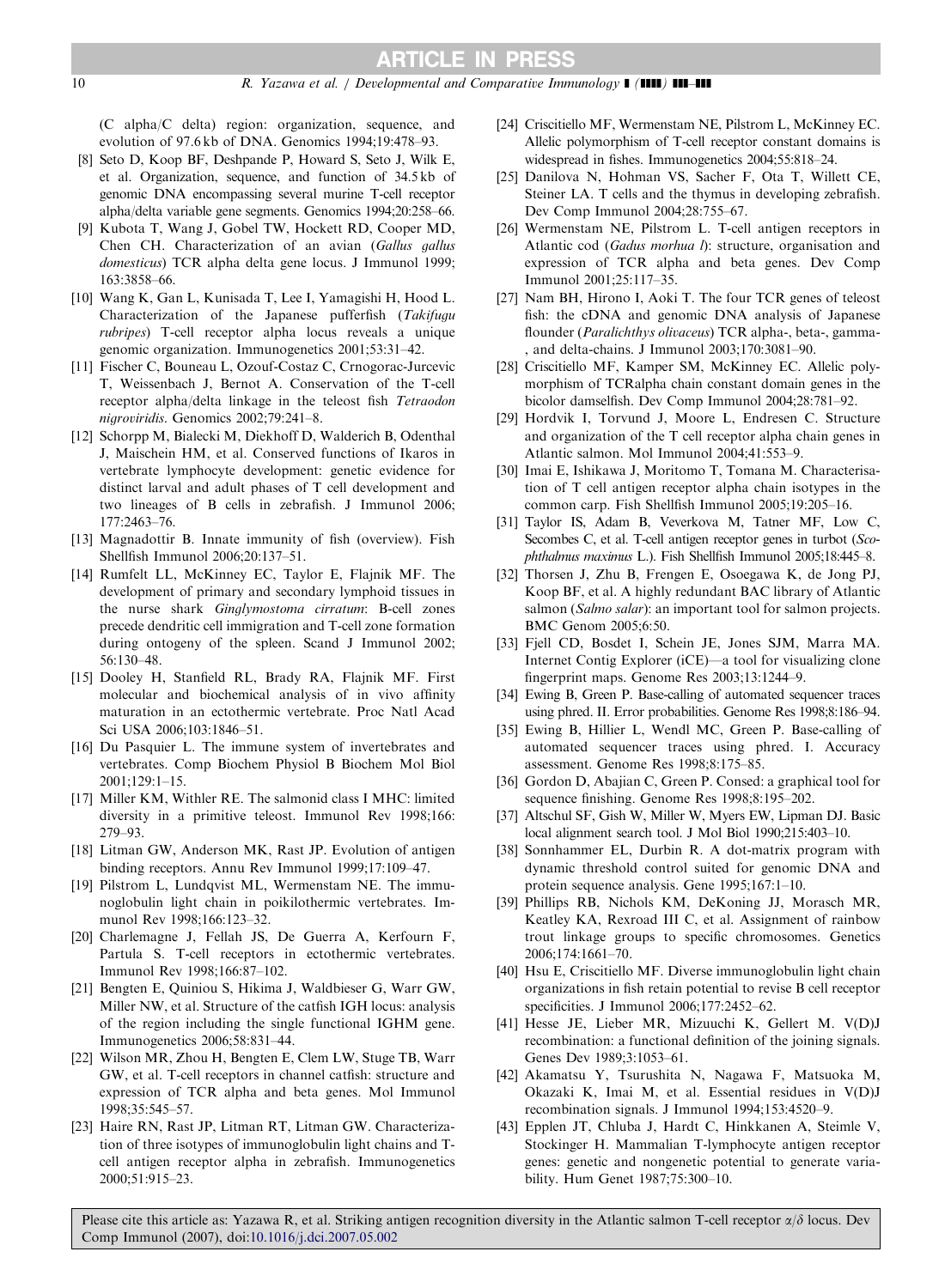(C alpha/C delta) region: organization, sequence, and evolution of 97.6 kb of DNA. Genomics 1994;19:478–93.

[8] Seto D, Koop BF, Deshpande P, Howard S, Seto J, Wilk E, et al. Organization, sequence, and function of 34.5 kb of genomic DNA encompassing several murine T-cell receptor alpha/delta variable gene segments. Genomics 1994;20:258–66.

[9] Kubota T, Wang J, Gobel TW, Hockett RD, Cooper MD, Chen CH. Characterization of an avian (*Gallus gallus domesticus*) TCR alpha delta gene locus. J Immunol 1999; 163:3858–66.

[10] Wang K, Gan L, Kunisada T, Lee I, Yamagishi H, Hood L. Characterization of the Japanese pufferfish (*Takifugu rubripes*) T-cell receptor alpha locus reveals a unique genomic organization. Immunogenetics 2001;53:31–42.

[11] Fischer C, Bouneau L, Ozouf-Costaz C, Crnogorac-Jurcevic T, Weissenbach J, Bernot A. Conservation of the T-cell receptor alpha/delta linkage in the teleost fish *Tetraodon nigroviridis*. Genomics 2002;79:241–8.

[12] Schorpp M, Bialecki M, Diekhoff D, Walderich B, Odenthal J, Maischein HM, et al. Conserved functions of Ikaros in vertebrate lymphocyte development: genetic evidence for distinct larval and adult phases of T cell development and two lineages of B cells in zebrafish. J Immunol 2006; 177:2463–76.

[13] Magnadottir B. Innate immunity of fish (overview). Fish Shellfish Immunol 2006;20:137–51.

[14] Rumfelt LL, McKinney EC, Taylor E, Flajnik MF. The development of primary and secondary lymphoid tissues in the nurse shark *Ginglymostoma cirratum*: B-cell zones precede dendritic cell immigration and T-cell zone formation during ontogeny of the spleen. Scand J Immunol 2002; 56:130–48.

[15] Dooley H, Stanfield RL, Brady RA, Flajnik MF. First molecular and biochemical analysis of in vivo affinity maturation in an ectothermic vertebrate. Proc Natl Acad Sci USA 2006;103:1846–51.

[16] Du Pasquier L. The immune system of invertebrates and vertebrates. Comp Biochem Physiol B Biochem Mol Biol 2001;129:1–15.

[17] Miller KM, Withler RE. The salmonid class I MHC: limited diversity in a primitive teleost. Immunol Rev 1998;166: 279–93.

[18] Litman GW, Anderson MK, Rast JP. Evolution of antigen binding receptors. Annu Rev Immunol 1999;17:109–47.

[19] Pilstrom L, Lundqvist ML, Wermenstam NE. The immunoglobulin light chain in poikilothermic vertebrates. Immunol Rev 1998;166:123–32.

[20] Charlemagne J, Fellah JS, De Guerra A, Kerfourn F, Partula S. T-cell receptors in ectothermic vertebrates. Immunol Rev 1998;166:87–102.

[21] Bengten E, Quiniou S, Hikima J, Waldbieser G, Warr GW, Miller NW, et al. Structure of the catfish IGH locus: analysis of the region including the single functional IGHM gene. Immunogenetics 2006;58:831–44.

[22] Wilson MR, Zhou H, Bengten E, Clem LW, Stuge TB, Warr GW, et al. T-cell receptors in channel catfish: structure and expression of TCR alpha and beta genes. Mol Immunol 1998;35:545–57.

[23] Haire RN, Rast JP, Litman RT, Litman GW. Characterization of three isotypes of immunoglobulin light chains and T-cell antigen receptor alpha in zebrafish. Immunogenetics 2000;51:915–23.

[24] Criscitiello MF, Wermenstam NE, Pilstrom L, McKinney EC. Allelic polymorphism of T-cell receptor constant domains is widespread in fishes. Immunogenetics 2004;55:818–24.

[25] Danilova N, Hohman VS, Sacher F, Ota T, Willett CE, Steiner LA. T cells and the thymus in developing zebrafish. Dev Comp Immunol 2004;28:755–67.

[26] Wermenstam NE, Pilstrom L. T-cell antigen receptors in Atlantic cod (*Gadus morhua l*): structure, organisation and expression of TCR alpha and beta genes. Dev Comp Immunol 2001;25:117–35.

[27] Nam BH, Hirono I, Aoki T. The four TCR genes of teleost fish: the cDNA and genomic DNA analysis of Japanese flounder (*Paralichthys olivaceus*) TCR alpha-, beta-, gamma-, and delta-chains. J Immunol 2003;170:3081–90.

[28] Criscitiello MF, Kamper SM, McKinney EC. Allelic polymorphism of TCRalpha chain constant domain genes in the bicolor damselfish. Dev Comp Immunol 2004;28:781–92.

[29] Hordvik I, Torvund J, Moore L, Endresen C. Structure and organization of the T cell receptor alpha chain genes in Atlantic salmon. Mol Immunol 2004;41:553–9.

[30] Imai E, Ishikawa J, Moritomo T, Tomana M. Characterisation of T cell antigen receptor alpha chain isotypes in the common carp. Fish Shellfish Immunol 2005;19:205–16.

[31] Taylor IS, Adam B, Veverkova M, Tatner MF, Low C, Secombes C, et al. T-cell antigen receptor genes in turbot (*Scophthalmus maximus* L.). Fish Shellfish Immunol 2005;18:445–8.

[32] Thorsen J, Zhu B, Frengen E, Osoegawa K, de Jong PJ, Koop BF, et al. A highly redundant BAC library of Atlantic salmon (*Salmo salar*): an important tool for salmon projects. BMC Genom 2005;6:50.

[33] Fjell CD, Bosdet I, Schein JE, Jones SJM, Marra MA. Internet Contig Explorer (iCE)—a tool for visualizing clone fingerprint maps. Genome Res 2003;13:1244–9.

[34] Ewing B, Green P. Base-calling of automated sequencer traces using phred. II. Error probabilities. Genome Res 1998;8:186–94.

[35] Ewing B, Hillier L, Wendl MC, Green P. Base-calling of automated sequencer traces using phred. I. Accuracy assessment. Genome Res 1998;8:175–85.

[36] Gordon D, Abajian C, Green P. Consed: a graphical tool for sequence finishing. Genome Res 1998;8:195–202.

[37] Altschul SF, Gish W, Miller W, Myers EW, Lipman DJ. Basic local alignment search tool. J Mol Biol 1990;215:403–10.

[38] Sonnhammer EL, Durbin R. A dot-matrix program with dynamic threshold control suited for genomic DNA and protein sequence analysis. Gene 1995;167:1–10.

[39] Phillips RB, Nichols KM, DeKoning JJ, Morasch MR, Keatley KA, Rexroad III C, et al. Assignment of rainbow trout linkage groups to specific chromosomes. Genetics 2006;174:1661–70.

[40] Hsu E, Criscitiello MF. Diverse immunoglobulin light chain organizations in fish retain potential to revise B cell receptor specificities. J Immunol 2006;177:2452–62.

[41] Hesse JE, Lieber MR, Mizuuchi K, Gellert M. V(D)J recombination: a functional definition of the joining signals. Genes Dev 1989;3:1053–61.

[42] Akamatsu Y, Tsurushita N, Nagawa F, Matsuoka M, Okazaki K, Imai M, et al. Essential residues in V(D)J recombination signals. J Immunol 1994;153:4520–9.

[43] Epplen JT, Chluba J, Hardt C, Hinkkanen A, Steimle V, Stockinger H. Mammalian T-lymphocyte antigen receptor genes: genetic and nongenetic potential to generate variability. Hum Genet 1987;75:300–10.